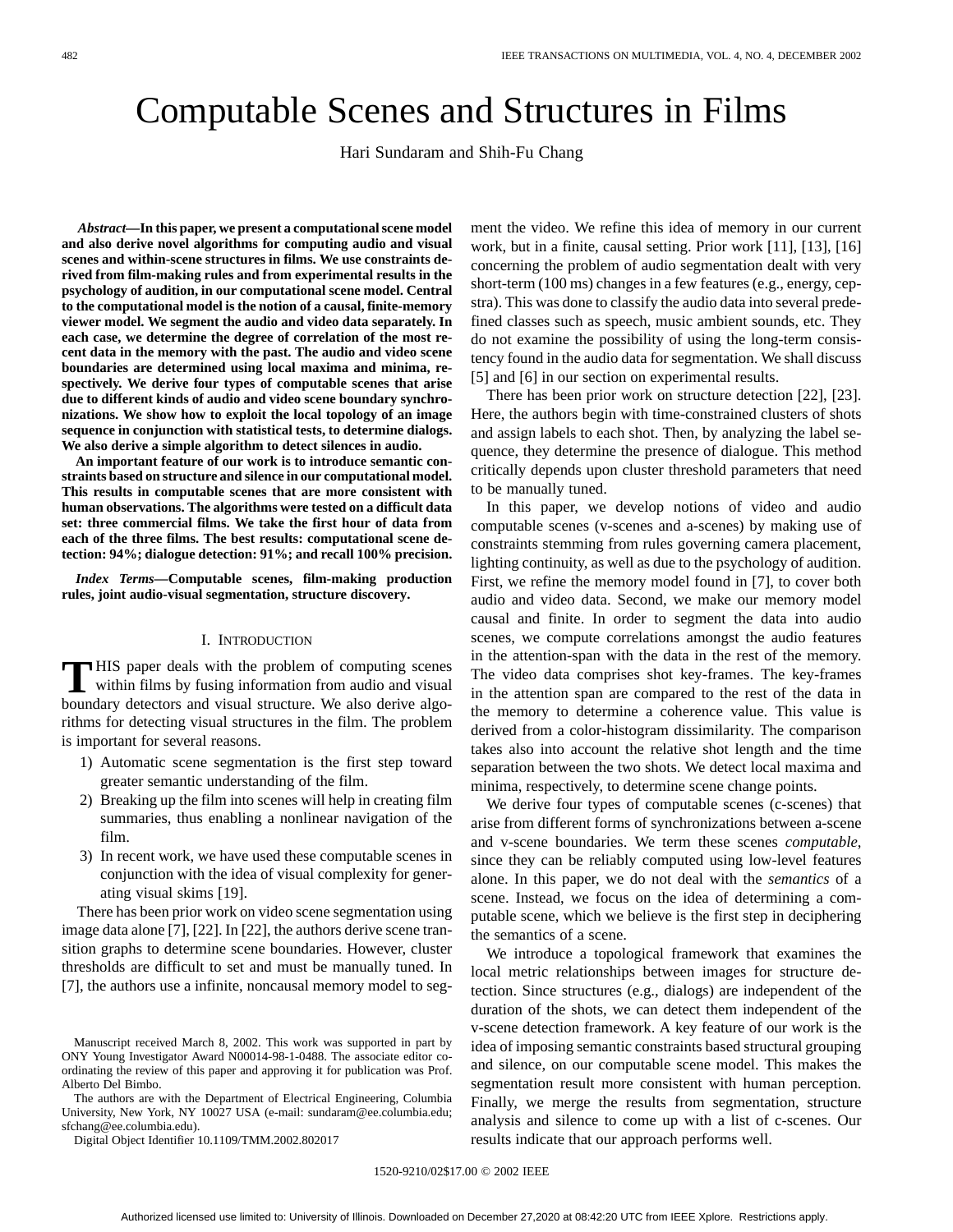# Computable Scenes and Structures in Films

Hari Sundaram and Shih-Fu Chang

***Abstract*—In this paper, we present a computational scene model and also derive novel algorithms for computing audio and visual scenes and within-scene structures in films. We use constraints derived from film-making rules and from experimental results in the psychology of audition, in our computational scene model. Central to the computational model is the notion of a causal, finite-memory viewer model. We segment the audio and video data separately. In each case, we determine the degree of correlation of the most recent data in the memory with the past. The audio and video scene boundaries are determined using local maxima and minima, respectively. We derive four types of computable scenes that arise due to different kinds of audio and video scene boundary synchronizations. We show how to exploit the local topology of an image sequence in conjunction with statistical tests, to determine dialogs. We also derive a simple algorithm to detect silences in audio.**

**An important feature of our work is to introduce semantic constraints based on structure and silence in our computational model. This results in computable scenes that are more consistent with human observations. The algorithms were tested on a difficult data set: three commercial films. We take the first hour of data from each of the three films. The best results: computational scene detection: 94%; dialogue detection: 91%; and recall 100% precision.**

***Index Terms*—Computable scenes, film-making production rules, joint audio-visual segmentation, structure discovery.**

## I. Introduction

This paper deals with the problem of computing scenes within films by fusing information from audio and visual boundary detectors and visual structure. We also derive algorithms for detecting visual structures in the film. The problem is important for several reasons.

1) Automatic scene segmentation is the first step toward greater semantic understanding of the film.
2) Breaking up the film into scenes will help in creating film summaries, thus enabling a nonlinear navigation of the film.
3) In recent work, we have used these computable scenes in conjunction with the idea of visual complexity for generating visual skims [19].

There has been prior work on video scene segmentation using image data alone [7], [22]. In [22], the authors derive scene transition graphs to determine scene boundaries. However, cluster thresholds are difficult to set and must be manually tuned. In [7], the authors use a infinite, noncausal memory model to segment the video. We refine this idea of memory in our current work, but in a finite, causal setting. Prior work [11], [13], [16] concerning the problem of audio segmentation dealt with very short-term (100 ms) changes in a few features (e.g., energy, cepstra). This was done to classify the audio data into several predefined classes such as speech, music ambient sounds, etc. They do not examine the possibility of using the long-term consistency found in the audio data for segmentation. We shall discuss [5] and [6] in our section on experimental results.

There has been prior work on structure detection [22], [23]. Here, the authors begin with time-constrained clusters of shots and assign labels to each shot. Then, by analyzing the label sequence, they determine the presence of dialogue. This method critically depends upon cluster threshold parameters that need to be manually tuned.

In this paper, we develop notions of video and audio computable scenes (v-scenes and a-scenes) by making use of constraints stemming from rules governing camera placement, lighting continuity, as well as due to the psychology of audition. First, we refine the memory model found in [7], to cover both audio and video data. Second, we make our memory model causal and finite. In order to segment the data into audio scenes, we compute correlations amongst the audio features in the attention-span with the data in the rest of the memory. The video data comprises shot key-frames. The key-frames in the attention span are compared to the rest of the data in the memory to determine a coherence value. This value is derived from a color-histogram dissimilarity. The comparison takes also into account the relative shot length and the time separation between the two shots. We detect local maxima and minima, respectively, to determine scene change points.

We derive four types of computable scenes (c-scenes) that arise from different forms of synchronizations between a-scene and v-scene boundaries. We term these scenes *computable*, since they can be reliably computed using low-level features alone. In this paper, we do not deal with the *semantics* of a scene. Instead, we focus on the idea of determining a computable scene, which we believe is the first step in deciphering the semantics of a scene.

We introduce a topological framework that examines the local metric relationships between images for structure detection. Since structures (e.g., dialogs) are independent of the duration of the shots, we can detect them independent of the v-scene detection framework. A key feature of our work is the idea of imposing semantic constraints based structural grouping and silence, on our computable scene model. This makes the segmentation result more consistent with human perception. Finally, we merge the results from segmentation, structure analysis and silence to come up with a list of c-scenes. Our results indicate that our approach performs well.

---

Manuscript received March 8, 2002. This work was supported in part by ONY Young Investigator Award N00014-98-1-0488. The associate editor coordinating the review of this paper and approving it for publication was Prof. Alberto Del Bimbo.

The authors are with the Department of Electrical Engineering, Columbia University, New York, NY 10027 USA (e-mail: sundaram@ee.columbia.edu; sfchang@ee.columbia.edu).

Digital Object Identifier 10.1109/TMM.2002.802017

1520-9210/02$17.00 © 2002 IEEE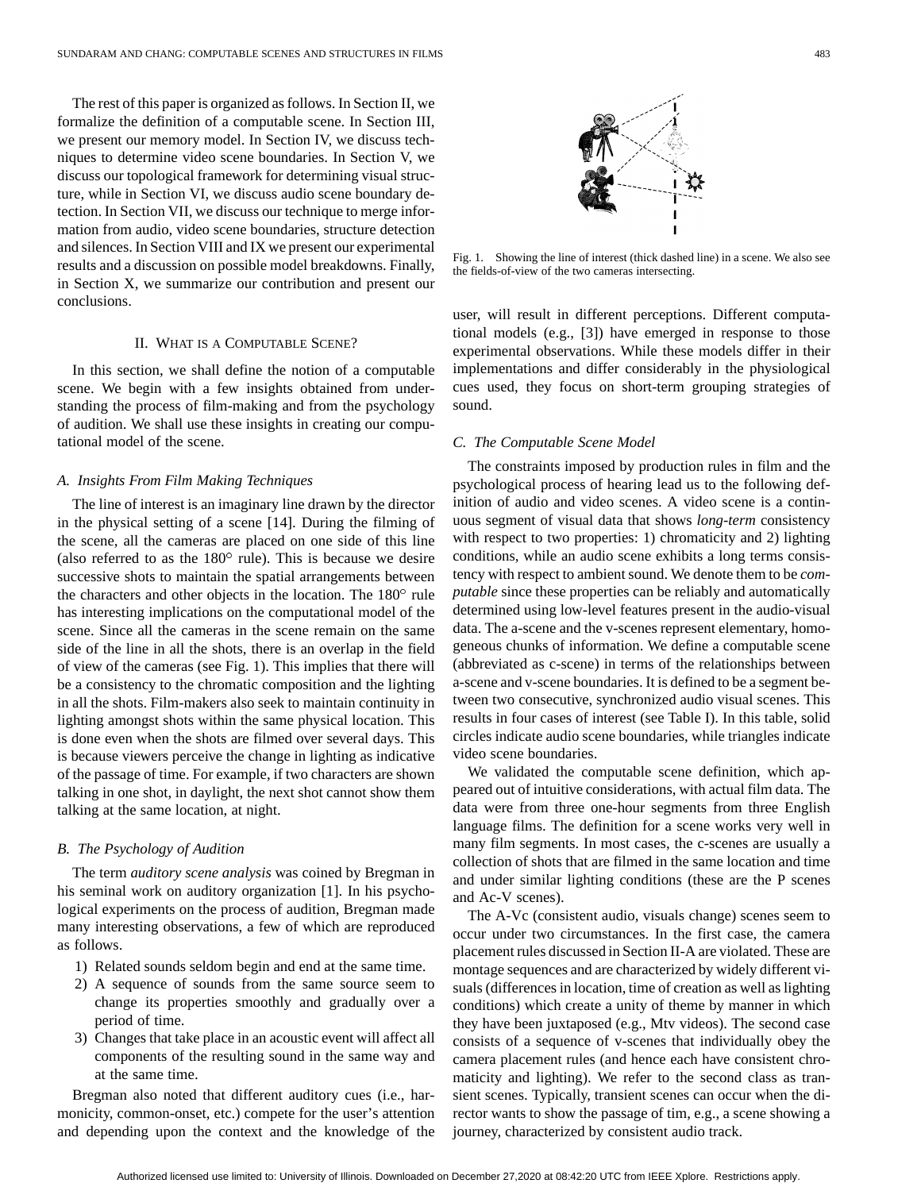The rest of this paper is organized as follows. In Section II, we formalize the definition of a computable scene. In Section III, we present our memory model. In Section IV, we discuss techniques to determine video scene boundaries. In Section V, we discuss our topological framework for determining visual structure, while in Section VI, we discuss audio scene boundary detection. In Section VII, we discuss our technique to merge information from audio, video scene boundaries, structure detection and silences. In Section VIII and IX we present our experimental results and a discussion on possible model breakdowns. Finally, in Section X, we summarize our contribution and present our conclusions.

## II. What is a Computable Scene?

In this section, we shall define the notion of a computable scene. We begin with a few insights obtained from understanding the process of film-making and from the psychology of audition. We shall use these insights in creating our computational model of the scene.

### A. Insights From Film Making Techniques

The line of interest is an imaginary line drawn by the director in the physical setting of a scene [14]. During the filming of the scene, all the cameras are placed on one side of this line (also referred to as the 180° rule). This is because we desire successive shots to maintain the spatial arrangements between the characters and other objects in the location. The 180° rule has interesting implications on the computational model of the scene. Since all the cameras in the scene remain on the same side of the line in all the shots, there is an overlap in the field of view of the cameras (see Fig. 1). This implies that there will be a consistency to the chromatic composition and the lighting in all the shots. Film-makers also seek to maintain continuity in lighting amongst shots within the same physical location. This is done even when the shots are filmed over several days. This is because viewers perceive the change in lighting as indicative of the passage of time. For example, if two characters are shown talking in one shot, in daylight, the next shot cannot show them talking at the same location, at night.

### B. The Psychology of Audition

The term *auditory scene analysis* was coined by Bregman in his seminal work on auditory organization [1]. In his psychological experiments on the process of audition, Bregman made many interesting observations, a few of which are reproduced as follows.

1) Related sounds seldom begin and end at the same time.
2) A sequence of sounds from the same source seem to change its properties smoothly and gradually over a period of time.
3) Changes that take place in an acoustic event will affect all components of the resulting sound in the same way and at the same time.

Bregman also noted that different auditory cues (i.e., harmonicity, common-onset, etc.) compete for the user's attention and depending upon the context and the knowledge of the user, will result in different perceptions. Different computational models (e.g., [3]) have emerged in response to those experimental observations. While these models differ in their implementations and differ considerably in the physiological cues used, they focus on short-term grouping strategies of sound.

Fig. 1. Showing the line of interest (thick dashed line) in a scene. We also see the fields-of-view of the two cameras intersecting.

### C. The Computable Scene Model

The constraints imposed by production rules in film and the psychological process of hearing lead us to the following definition of audio and video scenes. A video scene is a continuous segment of visual data that shows *long-term* consistency with respect to two properties: 1) chromaticity and 2) lighting conditions, while an audio scene exhibits a long terms consistency with respect to ambient sound. We denote them to be *computable* since these properties can be reliably and automatically determined using low-level features present in the audio-visual data. The a-scene and the v-scenes represent elementary, homogeneous chunks of information. We define a computable scene (abbreviated as c-scene) in terms of the relationships between a-scene and v-scene boundaries. It is defined to be a segment between two consecutive, synchronized audio visual scenes. This results in four cases of interest (see Table I). In this table, solid circles indicate audio scene boundaries, while triangles indicate video scene boundaries.

We validated the computable scene definition, which appeared out of intuitive considerations, with actual film data. The data were from three one-hour segments from three English language films. The definition for a scene works very well in many film segments. In most cases, the c-scenes are usually a collection of shots that are filmed in the same location and time and under similar lighting conditions (these are the P scenes and Ac-V scenes).

The A-Vc (consistent audio, visuals change) scenes seem to occur under two circumstances. In the first case, the camera placement rules discussed in Section II-A are violated. These are montage sequences and are characterized by widely different visuals (differences in location, time of creation as well as lighting conditions) which create a unity of theme by manner in which they have been juxtaposed (e.g., Mtv videos). The second case consists of a sequence of v-scenes that individually obey the camera placement rules (and hence each have consistent chromaticity and lighting). We refer to the second class as transient scenes. Typically, transient scenes can occur when the director wants to show the passage of tim, e.g., a scene showing a journey, characterized by consistent audio track.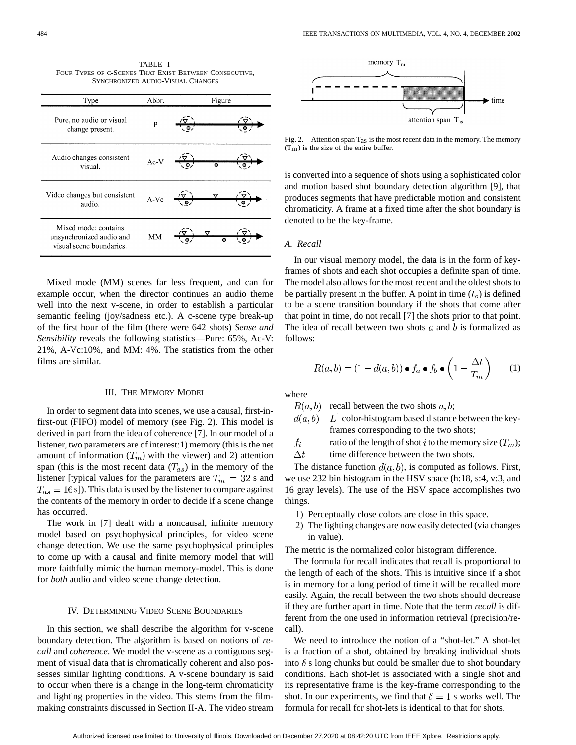TABLE I
FOUR TYPES OF C-SCENES THAT EXIST BETWEEN CONSECUTIVE, SYNCHRONIZED AUDIO-VISUAL CHANGES

| Type | Abbr. | Figure |
|---|---|---|
| Pure, no audio or visual change present. | P | |
| Audio changes consistent visual. | Ac-V | |
| Video changes but consistent audio. | A-Vc | |
| Mixed mode: contains unsynchronized audio and visual scene boundaries. | MM | |

Mixed mode (MM) scenes far less frequent, and can for example occur, when the director continues an audio theme well into the next v-scene, in order to establish a particular semantic feeling (joy/sadness etc.). A c-scene type break-up of the first hour of the film (there were 642 shots) *Sense and Sensibility* reveals the following statistics—Pure: 65%, Ac-V: 21%, A-Vc:10%, and MM: 4%. The statistics from the other films are similar.

## III. The Memory Model

In order to segment data into scenes, we use a causal, first-in-first-out (FIFO) model of memory (see Fig. 2). This model is derived in part from the idea of coherence [7]. In our model of a listener, two parameters are of interest:1) memory (this is the net amount of information ($T_m$) with the viewer) and 2) attention span (this is the most recent data ($T_{as}$) in the memory of the listener [typical values for the parameters are $T_m = 32$ s and $T_{as} = 16$ s]). This data is used by the listener to compare against the contents of the memory in order to decide if a scene change has occurred.

The work in [7] dealt with a noncausal, infinite memory model based on psychophysical principles, for video scene change detection. We use the same psychophysical principles to come up with a causal and finite memory model that will more faithfully mimic the human memory-model. This is done for *both* audio and video scene change detection.

## IV. Determining Video Scene Boundaries

In this section, we shall describe the algorithm for v-scene boundary detection. The algorithm is based on notions of *recall* and *coherence*. We model the v-scene as a contiguous segment of visual data that is chromatically coherent and also possesses similar lighting conditions. A v-scene boundary is said to occur when there is a change in the long-term chromaticity and lighting properties in the video. This stems from the film-making constraints discussed in Section II-A. The video stream is converted into a sequence of shots using a sophisticated color and motion based shot boundary detection algorithm [9], that produces segments that have predictable motion and consistent chromaticity. A frame at a fixed time after the shot boundary is denoted to be the key-frame.

Fig. 2. Attention span $T_{as}$ is the most recent data in the memory. The memory ($T_m$) is the size of the entire buffer.

### A. Recall

In our visual memory model, the data is in the form of key-frames of shots and each shot occupies a definite span of time. The model also allows for the most recent and the oldest shots to be partially present in the buffer. A point in time ($t_o$) is defined to be a scene transition boundary if the shots that come after that point in time, do not recall [7] the shots prior to that point. The idea of recall between two shots $a$ and $b$ is formalized as follows:

$$R(a,b) = (1 - d(a,b)) \bullet f_a \bullet f_b \bullet \left(1 - \frac{\Delta t}{T_m}\right) \qquad (1)$$

where

- $R(a,b)$ recall between the two shots $a, b$;
- $d(a,b)$ $L^1$ color-histogram based distance between the key-frames corresponding to the two shots;
- $f_i$ ratio of the length of shot $i$ to the memory size ($T_m$);
- $\Delta t$ time difference between the two shots.

The distance function $d(a,b)$, is computed as follows. First, we use 232 bin histogram in the HSV space (h:18, s:4, v:3, and 16 gray levels). The use of the HSV space accomplishes two things.

1) Perceptually close colors are close in this space.
2) The lighting changes are now easily detected (via changes in value).

The metric is the normalized color histogram difference.

The formula for recall indicates that recall is proportional to the length of each of the shots. This is intuitive since if a shot is in memory for a long period of time it will be recalled more easily. Again, the recall between the two shots should decrease if they are further apart in time. Note that the term *recall* is different from the one used in information retrieval (precision/recall).

We need to introduce the notion of a "shot-let." A shot-let is a fraction of a shot, obtained by breaking individual shots into $\delta$ s long chunks but could be smaller due to shot boundary conditions. Each shot-let is associated with a single shot and its representative frame is the key-frame corresponding to the shot. In our experiments, we find that $\delta = 1$ s works well. The formula for recall for shot-lets is identical to that for shots.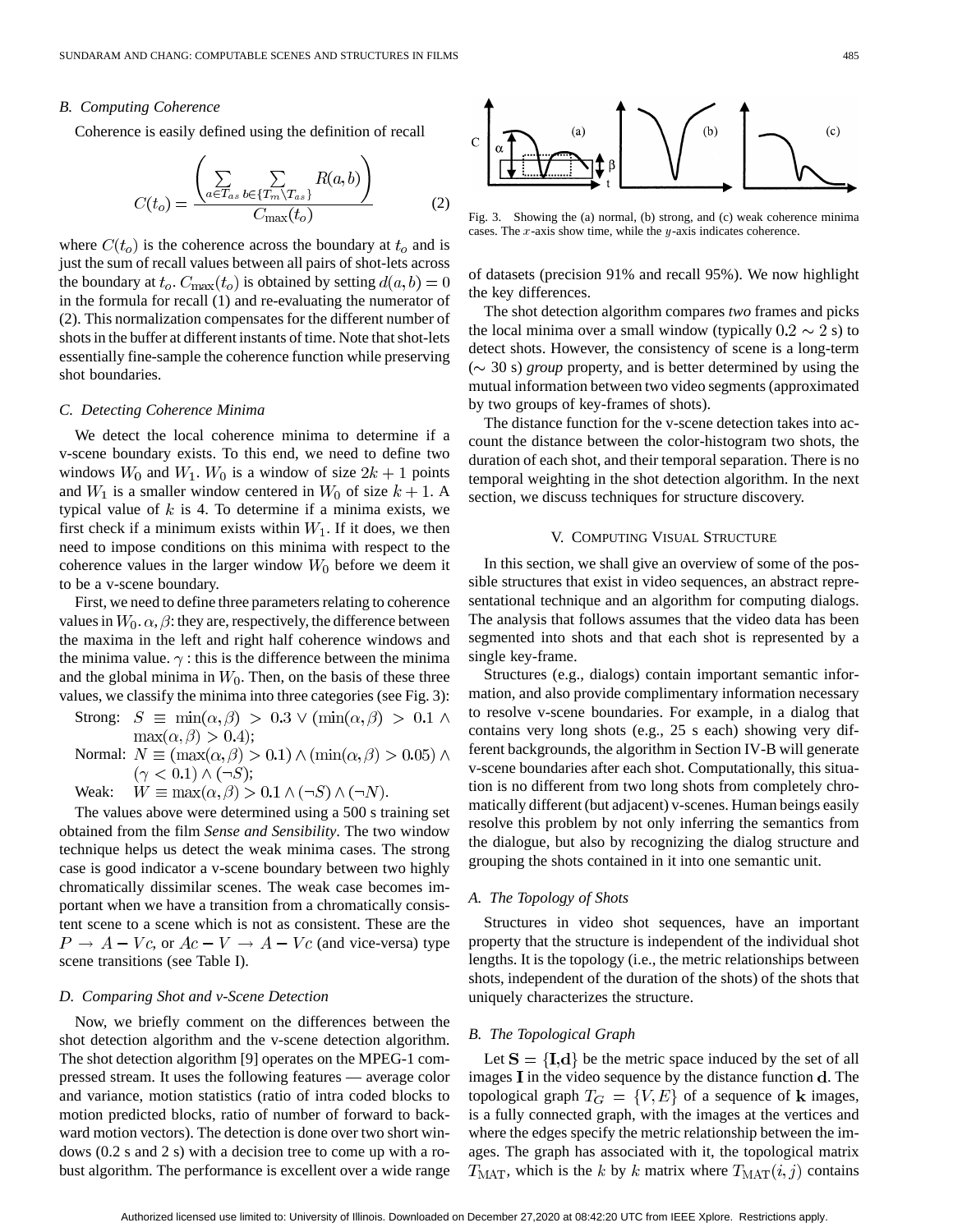### B. Computing Coherence

Coherence is easily defined using the definition of recall

$$C(t_o) = \frac{\left(\sum_{a \in T_{as}} \sum_{b \in \{T_m \setminus T_{as}\}} R(a,b)\right)}{C_{\max}(t_o)} \tag{2}$$

where $C(t_o)$ is the coherence across the boundary at $t_o$ and is just the sum of recall values between all pairs of shot-lets across the boundary at $t_o$. $C_{\max}(t_o)$ is obtained by setting $d(a,b) = 0$ in the formula for recall (1) and re-evaluating the numerator of (2). This normalization compensates for the different number of shots in the buffer at different instants of time. Note that shot-lets essentially fine-sample the coherence function while preserving shot boundaries.

### C. Detecting Coherence Minima

We detect the local coherence minima to determine if a v-scene boundary exists. To this end, we need to define two windows $W_0$ and $W_1$. $W_0$ is a window of size $2k+1$ points and $W_1$ is a smaller window centered in $W_0$ of size $k+1$. A typical value of $k$ is 4. To determine if a minima exists, we first check if a minimum exists within $W_1$. If it does, we then need to impose conditions on this minima with respect to the coherence values in the larger window $W_0$ before we deem it to be a v-scene boundary.

First, we need to define three parameters relating to coherence values in $W_0$. $\alpha, \beta$: they are, respectively, the difference between the maxima in the left and right half coherence windows and the minima value. $\gamma$ : this is the difference between the minima and the global minima in $W_0$. Then, on the basis of these three values, we classify the minima into three categories (see Fig. 3):

Strong: $S \equiv \min(\alpha, \beta) > 0.3 \vee (\min(\alpha, \beta) > 0.1 \wedge \max(\alpha, \beta) > 0.4)$;

Normal: $N \equiv (\max(\alpha, \beta) > 0.1) \wedge (\min(\alpha, \beta) > 0.05) \wedge (\gamma < 0.1) \wedge (\neg S)$;

Weak: $W \equiv \max(\alpha, \beta) > 0.1 \wedge (\neg S) \wedge (\neg N)$.

The values above were determined using a 500 s training set obtained from the film *Sense and Sensibility*. The two window technique helps us detect the weak minima cases. The strong case is good indicator a v-scene boundary between two highly chromatically dissimilar scenes. The weak case becomes important when we have a transition from a chromatically consistent scene to a scene which is not as consistent. These are the $P \rightarrow A - Vc$, or $Ac - V \rightarrow A - Vc$ (and vice-versa) type scene transitions (see Table I).

### D. Comparing Shot and v-Scene Detection

Now, we briefly comment on the differences between the shot detection algorithm and the v-scene detection algorithm. The shot detection algorithm [9] operates on the MPEG-1 compressed stream. It uses the following features — average color and variance, motion statistics (ratio of intra coded blocks to motion predicted blocks, ratio of number of forward to backward motion vectors). The detection is done over two short windows (0.2 s and 2 s) with a decision tree to come up with a robust algorithm. The performance is excellent over a wide range of datasets (precision 91% and recall 95%). We now highlight the key differences.

Fig. 3. Showing the (a) normal, (b) strong, and (c) weak coherence minima cases. The $x$-axis show time, while the $y$-axis indicates coherence.

The shot detection algorithm compares *two* frames and picks the local minima over a small window (typically $0.2 \sim 2$ s) to detect shots. However, the consistency of scene is a long-term ($\sim$ 30 s) *group* property, and is better determined by using the mutual information between two video segments (approximated by two groups of key-frames of shots).

The distance function for the v-scene detection takes into account the distance between the color-histogram two shots, the duration of each shot, and their temporal separation. There is no temporal weighting in the shot detection algorithm. In the next section, we discuss techniques for structure discovery.

## V. Computing Visual Structure

In this section, we shall give an overview of some of the possible structures that exist in video sequences, an abstract representational technique and an algorithm for computing dialogs. The analysis that follows assumes that the video data has been segmented into shots and that each shot is represented by a single key-frame.

Structures (e.g., dialogs) contain important semantic information, and also provide complimentary information necessary to resolve v-scene boundaries. For example, in a dialog that contains very long shots (e.g., 25 s each) showing very different backgrounds, the algorithm in Section IV-B will generate v-scene boundaries after each shot. Computationally, this situation is no different from two long shots from completely chromatically different (but adjacent) v-scenes. Human beings easily resolve this problem by not only inferring the semantics from the dialogue, but also by recognizing the dialog structure and grouping the shots contained in it into one semantic unit.

### A. The Topology of Shots

Structures in video shot sequences, have an important property that the structure is independent of the individual shot lengths. It is the topology (i.e., the metric relationships between shots, independent of the duration of the shots) of the shots that uniquely characterizes the structure.

### B. The Topological Graph

Let $\mathbf{S} = \{\mathbf{I}, \mathbf{d}\}$ be the metric space induced by the set of all images $\mathbf{I}$ in the video sequence by the distance function $\mathbf{d}$. The topological graph $T_G = \{V, E\}$ of a sequence of $\mathbf{k}$ images, is a fully connected graph, with the images at the vertices and where the edges specify the metric relationship between the images. The graph has associated with it, the topological matrix $T_{\text{MAT}}$, which is the $k$ by $k$ matrix where $T_{\text{MAT}}(i,j)$ contains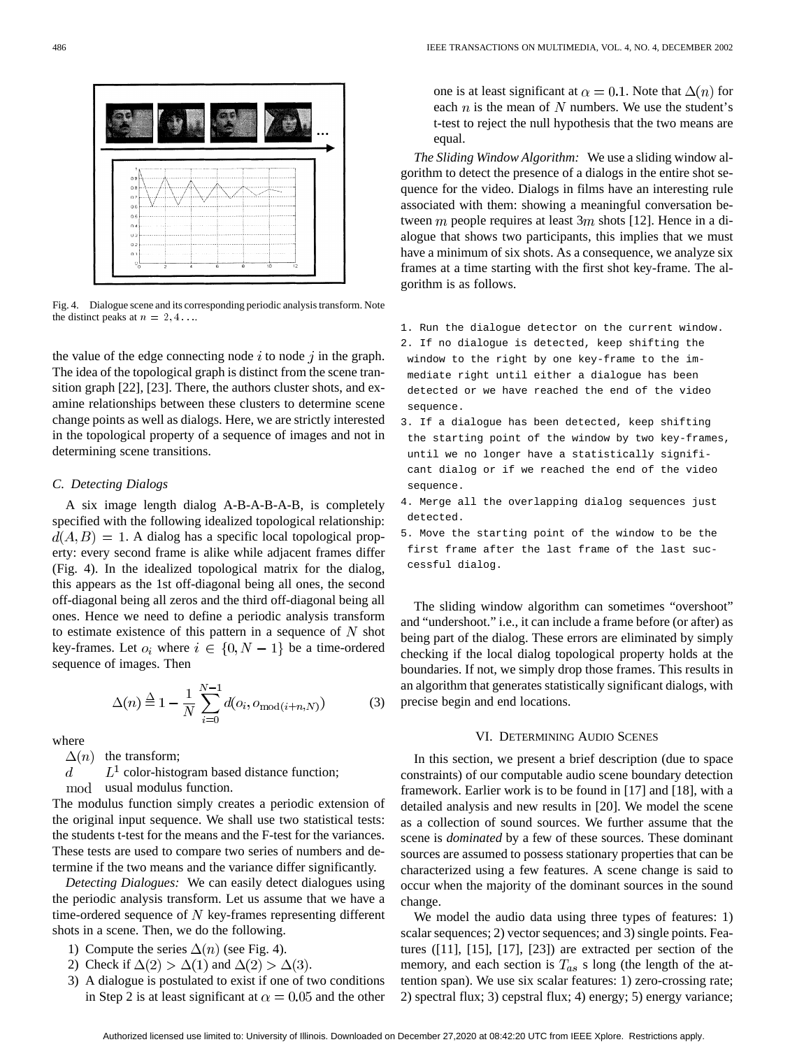Fig. 4. Dialogue scene and its corresponding periodic analysis transform. Note the distinct peaks at $n = 2, 4 \ldots$.

the value of the edge connecting node $i$ to node $j$ in the graph. The idea of the topological graph is distinct from the scene transition graph [22], [23]. There, the authors cluster shots, and examine relationships between these clusters to determine scene change points as well as dialogs. Here, we are strictly interested in the topological property of a sequence of images and not in determining scene transitions.

### C. Detecting Dialogs

A six image length dialog A-B-A-B-A-B, is completely specified with the following idealized topological relationship: $d(A, B) = 1$. A dialog has a specific local topological property: every second frame is alike while adjacent frames differ (Fig. 4). In the idealized topological matrix for the dialog, this appears as the 1st off-diagonal being all ones, the second off-diagonal being all zeros and the third off-diagonal being all ones. Hence we need to define a periodic analysis transform to estimate existence of this pattern in a sequence of $N$ shot key-frames. Let $o_i$ where $i \in \{0, N-1\}$ be a time-ordered sequence of images. Then

$$\Delta(n) \triangleq 1 - \frac{1}{N} \sum_{i=0}^{N-1} d(o_i, o_{\mathrm{mod}(i+n,N)}) \tag{3}$$

where

- $\Delta(n)$ the transform;
- $d$ $L^1$ color-histogram based distance function;
- $\mathrm{mod}$ usual modulus function.

The modulus function simply creates a periodic extension of the original input sequence. We shall use two statistical tests: the students t-test for the means and the F-test for the variances. These tests are used to compare two series of numbers and determine if the two means and the variance differ significantly.

*Detecting Dialogues:* We can easily detect dialogues using the periodic analysis transform. Let us assume that we have a time-ordered sequence of $N$ key-frames representing different shots in a scene. Then, we do the following.

1) Compute the series $\Delta(n)$ (see Fig. 4).
2) Check if $\Delta(2) > \Delta(1)$ and $\Delta(2) > \Delta(3)$.
3) A dialogue is postulated to exist if one of two conditions in Step 2 is at least significant at $\alpha = 0.05$ and the other one is at least significant at $\alpha = 0.1$. Note that $\Delta(n)$ for each $n$ is the mean of $N$ numbers. We use the student's t-test to reject the null hypothesis that the two means are equal.

*The Sliding Window Algorithm:* We use a sliding window algorithm to detect the presence of a dialogs in the entire shot sequence for the video. Dialogs in films have an interesting rule associated with them: showing a meaningful conversation between $m$ people requires at least $3m$ shots [12]. Hence in a dialogue that shows two participants, this implies that we must have a minimum of six shots. As a consequence, we analyze six frames at a time starting with the first shot key-frame. The algorithm is as follows.

```
1. Run the dialogue detector on the current window.
2. If no dialogue is detected, keep shifting the
   window to the right by one key-frame to the im-
   mediate right until either a dialogue has been
   detected or we have reached the end of the video
   sequence.
3. If a dialogue has been detected, keep shifting
   the starting point of the window by two key-frames,
   until we no longer have a statistically signifi-
   cant dialog or if we reached the end of the video
   sequence.
4. Merge all the overlapping dialog sequences just
   detected.
5. Move the starting point of the window to be the
   first frame after the last frame of the last suc-
   cessful dialog.
```

The sliding window algorithm can sometimes "overshoot" and "undershoot." i.e., it can include a frame before (or after) as being part of the dialog. These errors are eliminated by simply checking if the local dialog topological property holds at the boundaries. If not, we simply drop those frames. This results in an algorithm that generates statistically significant dialogs, with precise begin and end locations.

## VI. Determining Audio Scenes

In this section, we present a brief description (due to space constraints) of our computable audio scene boundary detection framework. Earlier work is to be found in [17] and [18], with a detailed analysis and new results in [20]. We model the scene as a collection of sound sources. We further assume that the scene is *dominated* by a few of these sources. These dominant sources are assumed to possess stationary properties that can be characterized using a few features. A scene change is said to occur when the majority of the dominant sources in the sound change.

We model the audio data using three types of features: 1) scalar sequences; 2) vector sequences; and 3) single points. Features ([11], [15], [17], [23]) are extracted per section of the memory, and each section is $T_{as}$ s long (the length of the attention span). We use six scalar features: 1) zero-crossing rate; 2) spectral flux; 3) cepstral flux; 4) energy; 5) energy variance;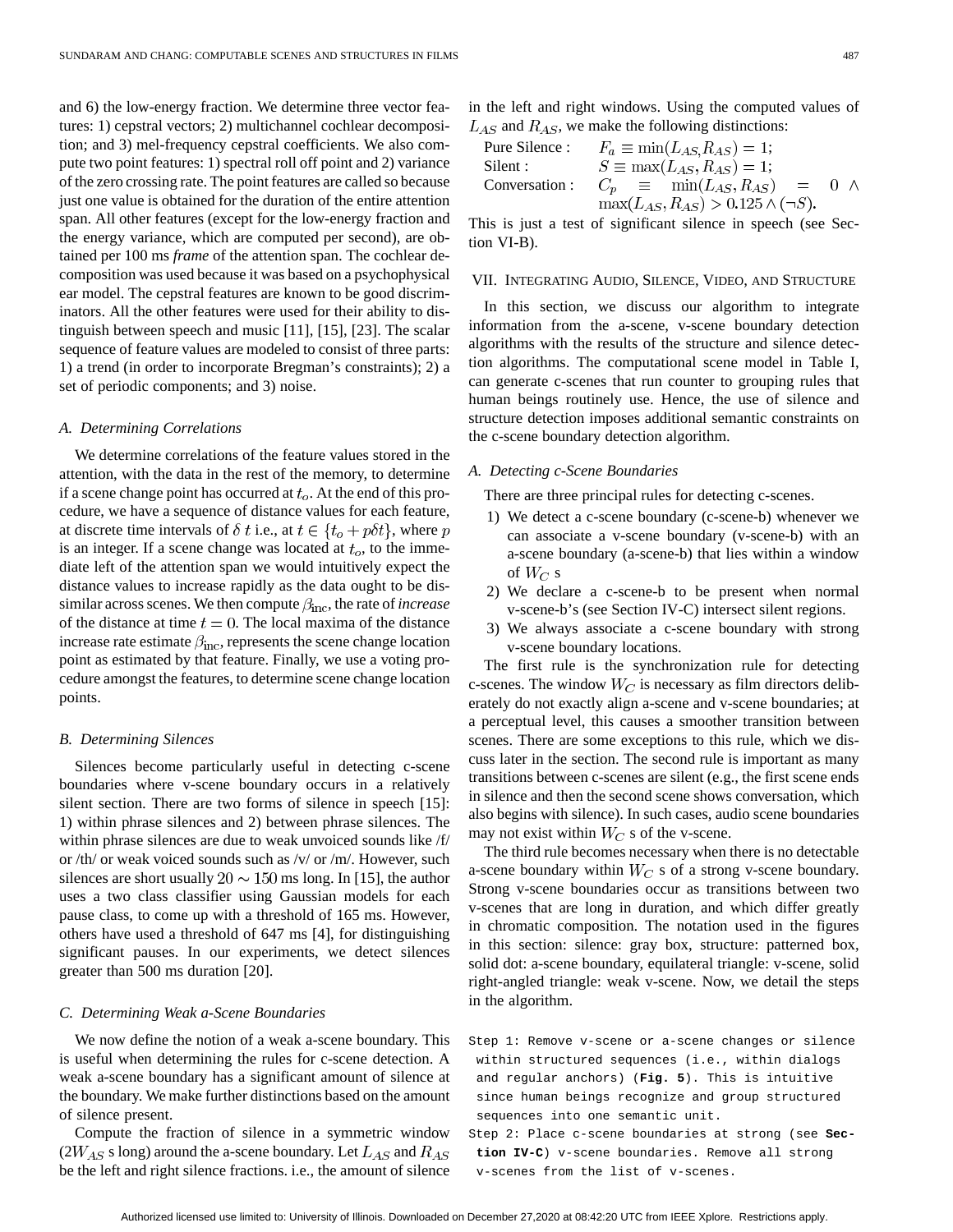and 6) the low-energy fraction. We determine three vector features: 1) cepstral vectors; 2) multichannel cochlear decomposition; and 3) mel-frequency cepstral coefficients. We also compute two point features: 1) spectral roll off point and 2) variance of the zero crossing rate. The point features are called so because just one value is obtained for the duration of the entire attention span. All other features (except for the low-energy fraction and the energy variance, which are computed per second), are obtained per 100 ms *frame* of the attention span. The cochlear decomposition was used because it was based on a psychophysical ear model. The cepstral features are known to be good discriminators. All the other features were used for their ability to distinguish between speech and music [11], [15], [23]. The scalar sequence of feature values are modeled to consist of three parts: 1) a trend (in order to incorporate Bregman's constraints); 2) a set of periodic components; and 3) noise.

### *A. Determining Correlations*

We determine correlations of the feature values stored in the attention, with the data in the rest of the memory, to determine if a scene change point has occurred at $t_o$. At the end of this procedure, we have a sequence of distance values for each feature, at discrete time intervals of $\delta\, t$ i.e., at $t \in \{t_o + p\delta t\}$, where $p$ is an integer. If a scene change was located at $t_o$, to the immediate left of the attention span we would intuitively expect the distance values to increase rapidly as the data ought to be dissimilar across scenes. We then compute $\beta_{\text{inc}}$, the rate of *increase* of the distance at time $t = 0$. The local maxima of the distance increase rate estimate $\beta_{\text{inc}}$, represents the scene change location point as estimated by that feature. Finally, we use a voting procedure amongst the features, to determine scene change location points.

### *B. Determining Silences*

Silences become particularly useful in detecting c-scene boundaries where v-scene boundary occurs in a relatively silent section. There are two forms of silence in speech [15]: 1) within phrase silences and 2) between phrase silences. The within phrase silences are due to weak unvoiced sounds like /f/ or /th/ or weak voiced sounds such as /v/ or /m/. However, such silences are short usually $20 \sim 150$ ms long. In [15], the author uses a two class classifier using Gaussian models for each pause class, to come up with a threshold of 165 ms. However, others have used a threshold of 647 ms [4], for distinguishing significant pauses. In our experiments, we detect silences greater than 500 ms duration [20].

### *C. Determining Weak a-Scene Boundaries*

We now define the notion of a weak a-scene boundary. This is useful when determining the rules for c-scene detection. A weak a-scene boundary has a significant amount of silence at the boundary. We make further distinctions based on the amount of silence present.

Compute the fraction of silence in a symmetric window ($2W_{AS}$ s long) around the a-scene boundary. Let $L_{AS}$ and $R_{AS}$ be the left and right silence fractions. i.e., the amount of silence in the left and right windows. Using the computed values of $L_{AS}$ and $R_{AS}$, we make the following distinctions:

Pure Silence : $F_a \equiv \min(L_{AS}, R_{AS}) = 1$;
Silent : $S \equiv \max(L_{AS}, R_{AS}) = 1$;
Conversation : $C_p \equiv \min(L_{AS}, R_{AS}) = 0 \wedge \max(L_{AS}, R_{AS}) > 0.125 \wedge (\neg S)$.

This is just a test of significant silence in speech (see Section VI-B).

## VII. Integrating Audio, Silence, Video, and Structure

In this section, we discuss our algorithm to integrate information from the a-scene, v-scene boundary detection algorithms with the results of the structure and silence detection algorithms. The computational scene model in Table I, can generate c-scenes that run counter to grouping rules that human beings routinely use. Hence, the use of silence and structure detection imposes additional semantic constraints on the c-scene boundary detection algorithm.

### *A. Detecting c-Scene Boundaries*

There are three principal rules for detecting c-scenes.

1) We detect a c-scene boundary (c-scene-b) whenever we can associate a v-scene boundary (v-scene-b) with an a-scene boundary (a-scene-b) that lies within a window of $W_C$ s
2) We declare a c-scene-b to be present when normal v-scene-b's (see Section IV-C) intersect silent regions.
3) We always associate a c-scene boundary with strong v-scene boundary locations.

The first rule is the synchronization rule for detecting c-scenes. The window $W_C$ is necessary as film directors deliberately do not exactly align a-scene and v-scene boundaries; at a perceptual level, this causes a smoother transition between scenes. There are some exceptions to this rule, which we discuss later in the section. The second rule is important as many transitions between c-scenes are silent (e.g., the first scene ends in silence and then the second scene shows conversation, which also begins with silence). In such cases, audio scene boundaries may not exist within $W_C$ s of the v-scene.

The third rule becomes necessary when there is no detectable a-scene boundary within $W_C$ s of a strong v-scene boundary. Strong v-scene boundaries occur as transitions between two v-scenes that are long in duration, and which differ greatly in chromatic composition. The notation used in the figures in this section: silence: gray box, structure: patterned box, solid dot: a-scene boundary, equilateral triangle: v-scene, solid right-angled triangle: weak v-scene. Now, we detail the steps in the algorithm.

Step 1: Remove v-scene or a-scene changes or silence within structured sequences (i.e., within dialogs and regular anchors) (**Fig. 5**). This is intuitive since human beings recognize and group structured sequences into one semantic unit.

Step 2: Place c-scene boundaries at strong (see **Section IV-C**) v-scene boundaries. Remove all strong v-scenes from the list of v-scenes.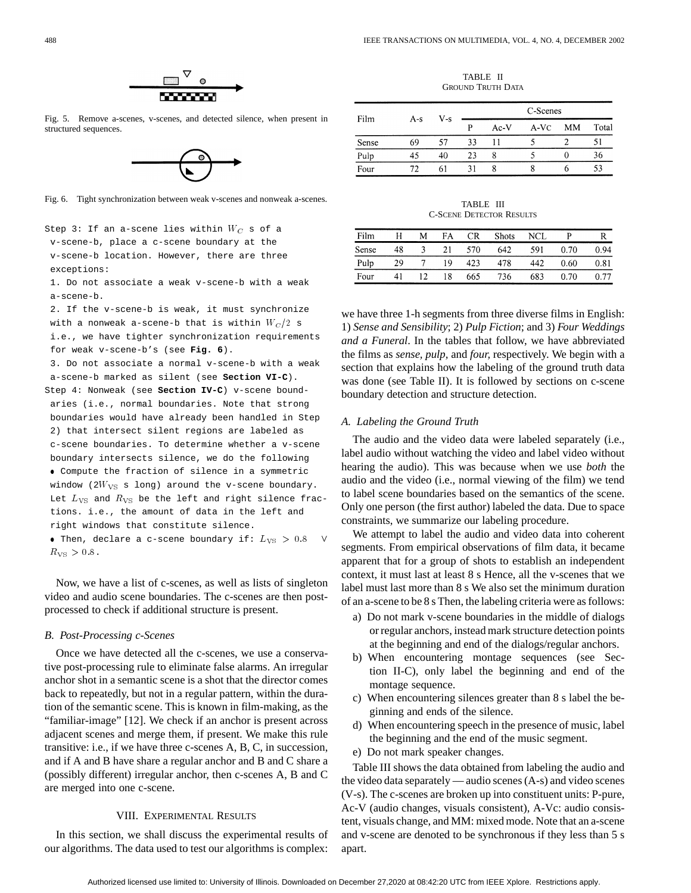Fig. 5. Remove a-scenes, v-scenes, and detected silence, when present in structured sequences.

Fig. 6. Tight synchronization between weak v-scenes and nonweak a-scenes.

Step 3: If an a-scene lies within $W_C$ s of a v-scene-b, place a c-scene boundary at the v-scene-b location. However, there are three exceptions:

1. Do not associate a weak v-scene-b with a weak a-scene-b.
2. If the v-scene-b is weak, it must synchronize with a nonweak a-scene-b that is within $W_C/2$ s i.e., we have tighter synchronization requirements for weak v-scene-b's (see **Fig. 6**).
3. Do not associate a normal v-scene-b with a weak a-scene-b marked as silent (see **Section VI-C**).

Step 4: Nonweak (see **Section IV-C**) v-scene boundaries (i.e., normal boundaries. Note that strong boundaries would have already been handled in Step 2) that intersect silent regions are labeled as c-scene boundaries. To determine whether a v-scene boundary intersects silence, we do the following

- Compute the fraction of silence in a symmetric window ($2W_{\mathrm{VS}}$ s long) around the v-scene boundary. Let $L_{\mathrm{VS}}$ and $R_{\mathrm{VS}}$ be the left and right silence fractions. i.e., the amount of data in the left and right windows that constitute silence.
- Then, declare a c-scene boundary if: $L_{\mathrm{VS}} > 0.8 \quad \vee R_{\mathrm{VS}} > 0.8$.

Now, we have a list of c-scenes, as well as lists of singleton video and audio scene boundaries. The c-scenes are then post-processed to check if additional structure is present.

### B. Post-Processing c-Scenes

Once we have detected all the c-scenes, we use a conservative post-processing rule to eliminate false alarms. An irregular anchor shot in a semantic scene is a shot that the director comes back to repeatedly, but not in a regular pattern, within the duration of the semantic scene. This is known in film-making, as the "familiar-image" [12]. We check if an anchor is present across adjacent scenes and merge them, if present. We make this rule transitive: i.e., if we have three c-scenes A, B, C, in succession, and if A and B have share a regular anchor and B and C share a (possibly different) irregular anchor, then c-scenes A, B and C are merged into one c-scene.

## VIII. Experimental Results

In this section, we shall discuss the experimental results of our algorithms. The data used to test our algorithms is complex: we have three 1-h segments from three diverse films in English: 1) *Sense and Sensibility*; 2) *Pulp Fiction*; and 3) *Four Weddings and a Funeral*. In the tables that follow, we have abbreviated the films as *sense, pulp,* and *four,* respectively. We begin with a section that explains how the labeling of the ground truth data was done (see Table II). It is followed by sections on c-scene boundary detection and structure detection.

TABLE II
Ground Truth Data

| Film | A-s | V-s | C-Scenes | | | | |
|---|---|---|---|---|---|---|---|
| | | | P | Ac-V | A-Vc | MM | Total |
| Sense | 69 | 57 | 33 | 11 | 5 | 2 | 51 |
| Pulp | 45 | 40 | 23 | 8 | 5 | 0 | 36 |
| Four | 72 | 61 | 31 | 8 | 8 | 6 | 53 |

TABLE III
C-Scene Detector Results

| Film | H | M | FA | CR | Shots | NCL | P | R |
|---|---|---|---|---|---|---|---|---|
| Sense | 48 | 3 | 21 | 570 | 642 | 591 | 0.70 | 0.94 |
| Pulp | 29 | 7 | 19 | 423 | 478 | 442 | 0.60 | 0.81 |
| Four | 41 | 12 | 18 | 665 | 736 | 683 | 0.70 | 0.77 |

### A. Labeling the Ground Truth

The audio and the video data were labeled separately (i.e., label audio without watching the video and label video without hearing the audio). This was because when we use *both* the audio and the video (i.e., normal viewing of the film) we tend to label scene boundaries based on the semantics of the scene. Only one person (the first author) labeled the data. Due to space constraints, we summarize our labeling procedure.

We attempt to label the audio and video data into coherent segments. From empirical observations of film data, it became apparent that for a group of shots to establish an independent context, it must last at least 8 s Hence, all the v-scenes that we label must last more than 8 s We also set the minimum duration of an a-scene to be 8 s Then, the labeling criteria were as follows:

a) Do not mark v-scene boundaries in the middle of dialogs or regular anchors, instead mark structure detection points at the beginning and end of the dialogs/regular anchors.
b) When encountering montage sequences (see Section II-C), only label the beginning and end of the montage sequence.
c) When encountering silences greater than 8 s label the beginning and ends of the silence.
d) When encountering speech in the presence of music, label the beginning and the end of the music segment.
e) Do not mark speaker changes.

Table III shows the data obtained from labeling the audio and the video data separately — audio scenes (A-s) and video scenes (V-s). The c-scenes are broken up into constituent units: P-pure, Ac-V (audio changes, visuals consistent), A-Vc: audio consistent, visuals change, and MM: mixed mode. Note that an a-scene and v-scene are denoted to be synchronous if they less than 5 s apart.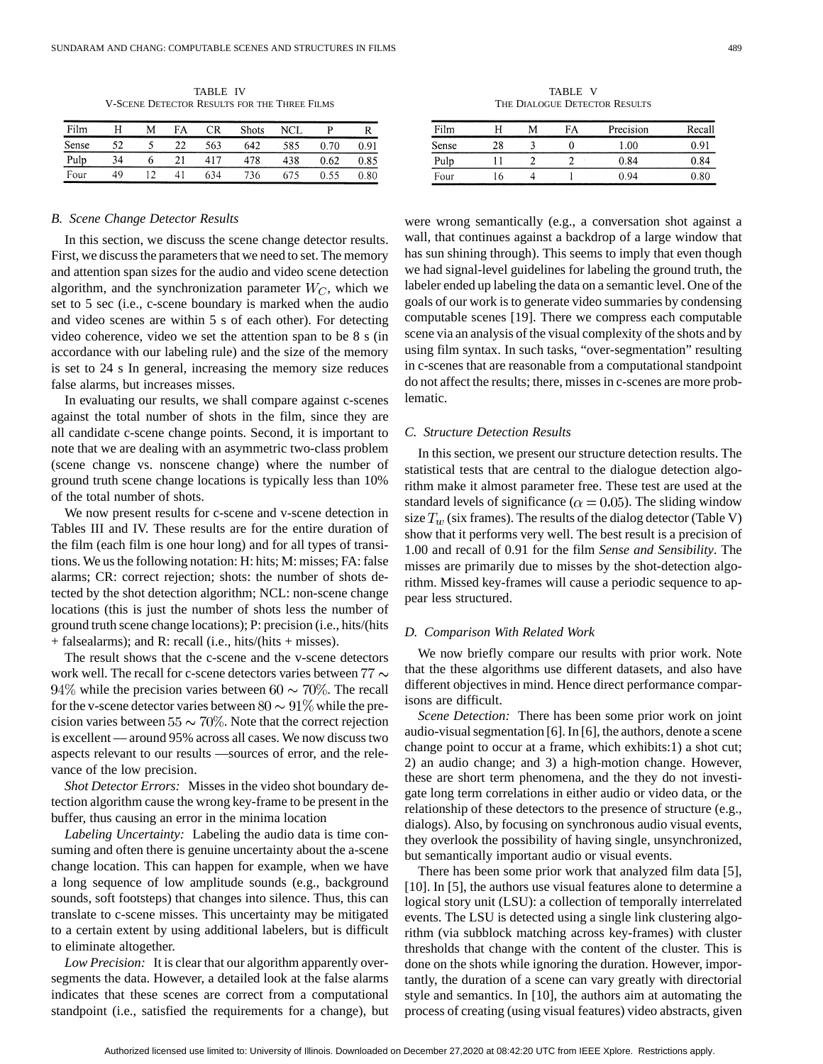TABLE IV
V-Scene Detector Results for the Three Films

| Film | H | M | FA | CR | Shots | NCL | P | R |
|---|---|---|---|---|---|---|---|---|
| Sense | 52 | 5 | 22 | 563 | 642 | 585 | 0.70 | 0.91 |
| Pulp | 34 | 6 | 21 | 417 | 478 | 438 | 0.62 | 0.85 |
| Four | 49 | 12 | 41 | 634 | 736 | 675 | 0.55 | 0.80 |

TABLE V
The Dialogue Detector Results

| Film | H | M | FA | Precision | Recall |
|---|---|---|---|---|---|
| Sense | 28 | 3 | 0 | 1.00 | 0.91 |
| Pulp | 11 | 2 | 2 | 0.84 | 0.84 |
| Four | 16 | 4 | 1 | 0.94 | 0.80 |

### *B. Scene Change Detector Results*

In this section, we discuss the scene change detector results. First, we discuss the parameters that we need to set. The memory and attention span sizes for the audio and video scene detection algorithm, and the synchronization parameter $W_C$, which we set to 5 sec (i.e., c-scene boundary is marked when the audio and video scenes are within 5 s of each other). For detecting video coherence, video we set the attention span to be 8 s (in accordance with our labeling rule) and the size of the memory is set to 24 s In general, increasing the memory size reduces false alarms, but increases misses.

In evaluating our results, we shall compare against c-scenes against the total number of shots in the film, since they are all candidate c-scene change points. Second, it is important to note that we are dealing with an asymmetric two-class problem (scene change vs. nonscene change) where the number of ground truth scene change locations is typically less than 10% of the total number of shots.

We now present results for c-scene and v-scene detection in Tables III and IV. These results are for the entire duration of the film (each film is one hour long) and for all types of transitions. We us the following notation: H: hits; M: misses; FA: false alarms; CR: correct rejection; shots: the number of shots detected by the shot detection algorithm; NCL: non-scene change locations (this is just the number of shots less the number of ground truth scene change locations); P: precision (i.e., hits/(hits + falsealarms); and R: recall (i.e., hits/(hits + misses).

The result shows that the c-scene and the v-scene detectors work well. The recall for c-scene detectors varies between $77 \sim 94\%$ while the precision varies between $60 \sim 70\%$. The recall for the v-scene detector varies between $80 \sim 91\%$ while the precision varies between $55 \sim 70\%$. Note that the correct rejection is excellent — around 95% across all cases. We now discuss two aspects relevant to our results —sources of error, and the relevance of the low precision.

*Shot Detector Errors:* Misses in the video shot boundary detection algorithm cause the wrong key-frame to be present in the buffer, thus causing an error in the minima location

*Labeling Uncertainty:* Labeling the audio data is time consuming and often there is genuine uncertainty about the a-scene change location. This can happen for example, when we have a long sequence of low amplitude sounds (e.g., background sounds, soft footsteps) that changes into silence. Thus, this can translate to c-scene misses. This uncertainty may be mitigated to a certain extent by using additional labelers, but is difficult to eliminate altogether.

*Low Precision:* It is clear that our algorithm apparently over-segments the data. However, a detailed look at the false alarms indicates that these scenes are correct from a computational standpoint (i.e., satisfied the requirements for a change), but were wrong semantically (e.g., a conversation shot against a wall, that continues against a backdrop of a large window that has sun shining through). This seems to imply that even though we had signal-level guidelines for labeling the ground truth, the labeler ended up labeling the data on a semantic level. One of the goals of our work is to generate video summaries by condensing computable scenes [19]. There we compress each computable scene via an analysis of the visual complexity of the shots and by using film syntax. In such tasks, "over-segmentation" resulting in c-scenes that are reasonable from a computational standpoint do not affect the results; there, misses in c-scenes are more problematic.

### *C. Structure Detection Results*

In this section, we present our structure detection results. The statistical tests that are central to the dialogue detection algorithm make it almost parameter free. These test are used at the standard levels of significance ($\alpha = 0.05$). The sliding window size $T_w$ (six frames). The results of the dialog detector (Table V) show that it performs very well. The best result is a precision of 1.00 and recall of 0.91 for the film *Sense and Sensibility*. The misses are primarily due to misses by the shot-detection algorithm. Missed key-frames will cause a periodic sequence to appear less structured.

### *D. Comparison With Related Work*

We now briefly compare our results with prior work. Note that the these algorithms use different datasets, and also have different objectives in mind. Hence direct performance comparisons are difficult.

*Scene Detection:* There has been some prior work on joint audio-visual segmentation [6]. In [6], the authors, denote a scene change point to occur at a frame, which exhibits:1) a shot cut; 2) an audio change; and 3) a high-motion change. However, these are short term phenomena, and the they do not investigate long term correlations in either audio or video data, or the relationship of these detectors to the presence of structure (e.g., dialogs). Also, by focusing on synchronous audio visual events, they overlook the possibility of having single, unsynchronized, but semantically important audio or visual events.

There has been some prior work that analyzed film data [5], [10]. In [5], the authors use visual features alone to determine a logical story unit (LSU): a collection of temporally interrelated events. The LSU is detected using a single link clustering algorithm (via subblock matching across key-frames) with cluster thresholds that change with the content of the cluster. This is done on the shots while ignoring the duration. However, importantly, the duration of a scene can vary greatly with directorial style and semantics. In [10], the authors aim at automating the process of creating (using visual features) video abstracts, given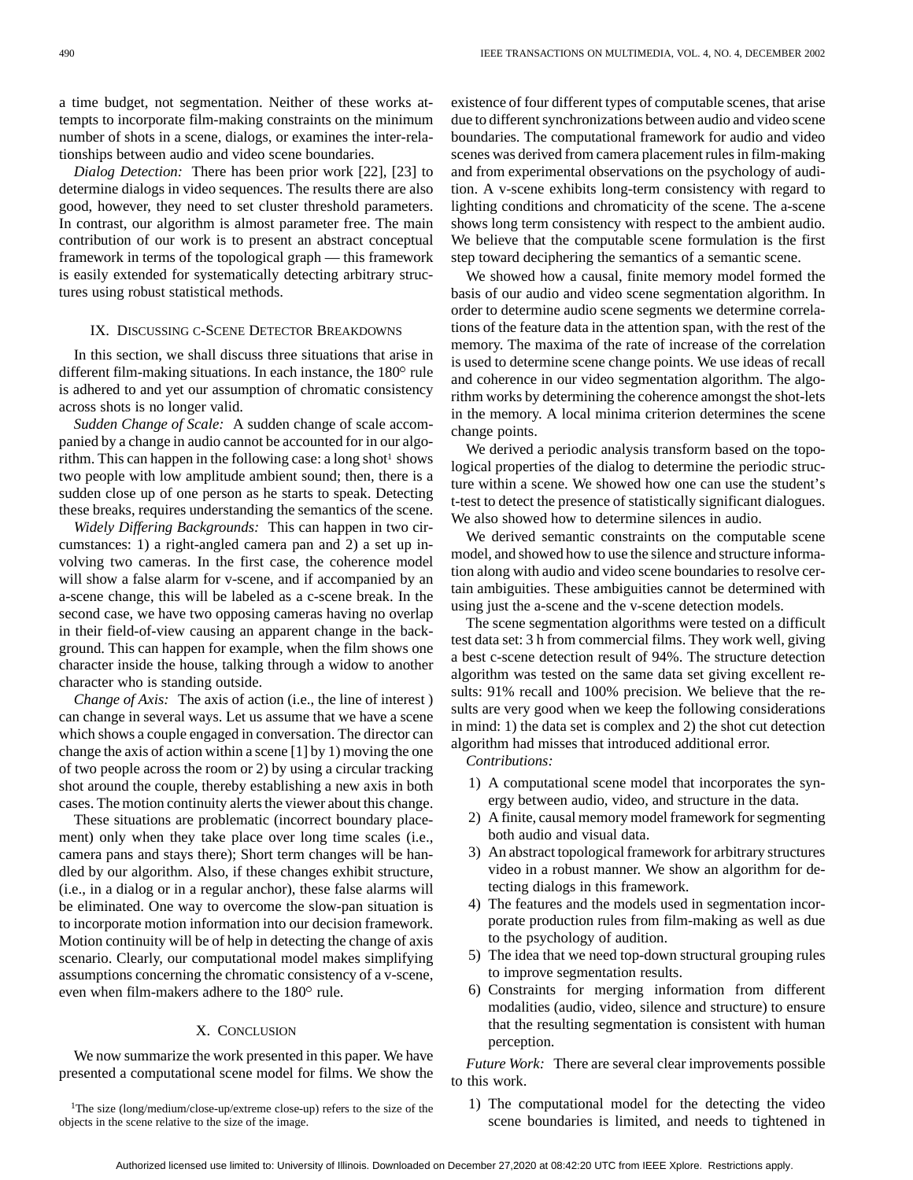a time budget, not segmentation. Neither of these works attempts to incorporate film-making constraints on the minimum number of shots in a scene, dialogs, or examines the inter-relationships between audio and video scene boundaries.

*Dialog Detection:* There has been prior work [22], [23] to determine dialogs in video sequences. The results there are also good, however, they need to set cluster threshold parameters. In contrast, our algorithm is almost parameter free. The main contribution of our work is to present an abstract conceptual framework in terms of the topological graph — this framework is easily extended for systematically detecting arbitrary structures using robust statistical methods.

## IX. Discussing c-Scene Detector Breakdowns

In this section, we shall discuss three situations that arise in different film-making situations. In each instance, the 180° rule is adhered to and yet our assumption of chromatic consistency across shots is no longer valid.

*Sudden Change of Scale:* A sudden change of scale accompanied by a change in audio cannot be accounted for in our algorithm. This can happen in the following case: a long shot[1] shows two people with low amplitude ambient sound; then, there is a sudden close up of one person as he starts to speak. Detecting these breaks, requires understanding the semantics of the scene.

*Widely Differing Backgrounds:* This can happen in two circumstances: 1) a right-angled camera pan and 2) a set up involving two cameras. In the first case, the coherence model will show a false alarm for v-scene, and if accompanied by an a-scene change, this will be labeled as a c-scene break. In the second case, we have two opposing cameras having no overlap in their field-of-view causing an apparent change in the background. This can happen for example, when the film shows one character inside the house, talking through a widow to another character who is standing outside.

*Change of Axis:* The axis of action (i.e., the line of interest ) can change in several ways. Let us assume that we have a scene which shows a couple engaged in conversation. The director can change the axis of action within a scene [1] by 1) moving the one of two people across the room or 2) by using a circular tracking shot around the couple, thereby establishing a new axis in both cases. The motion continuity alerts the viewer about this change.

These situations are problematic (incorrect boundary placement) only when they take place over long time scales (i.e., camera pans and stays there); Short term changes will be handled by our algorithm. Also, if these changes exhibit structure, (i.e., in a dialog or in a regular anchor), these false alarms will be eliminated. One way to overcome the slow-pan situation is to incorporate motion information into our decision framework. Motion continuity will be of help in detecting the change of axis scenario. Clearly, our computational model makes simplifying assumptions concerning the chromatic consistency of a v-scene, even when film-makers adhere to the 180° rule.

## X. Conclusion

We now summarize the work presented in this paper. We have presented a computational scene model for films. We show the existence of four different types of computable scenes, that arise due to different synchronizations between audio and video scene boundaries. The computational framework for audio and video scenes was derived from camera placement rules in film-making and from experimental observations on the psychology of audition. A v-scene exhibits long-term consistency with regard to lighting conditions and chromaticity of the scene. The a-scene shows long term consistency with respect to the ambient audio. We believe that the computable scene formulation is the first step toward deciphering the semantics of a semantic scene.

We showed how a causal, finite memory model formed the basis of our audio and video scene segmentation algorithm. In order to determine audio scene segments we determine correlations of the feature data in the attention span, with the rest of the memory. The maxima of the rate of increase of the correlation is used to determine scene change points. We use ideas of recall and coherence in our video segmentation algorithm. The algorithm works by determining the coherence amongst the shot-lets in the memory. A local minima criterion determines the scene change points.

We derived a periodic analysis transform based on the topological properties of the dialog to determine the periodic structure within a scene. We showed how one can use the student's t-test to detect the presence of statistically significant dialogues. We also showed how to determine silences in audio.

We derived semantic constraints on the computable scene model, and showed how to use the silence and structure information along with audio and video scene boundaries to resolve certain ambiguities. These ambiguities cannot be determined with using just the a-scene and the v-scene detection models.

The scene segmentation algorithms were tested on a difficult test data set: 3 h from commercial films. They work well, giving a best c-scene detection result of 94%. The structure detection algorithm was tested on the same data set giving excellent results: 91% recall and 100% precision. We believe that the results are very good when we keep the following considerations in mind: 1) the data set is complex and 2) the shot cut detection algorithm had misses that introduced additional error.

*Contributions:*

1) A computational scene model that incorporates the synergy between audio, video, and structure in the data.
2) A finite, causal memory model framework for segmenting both audio and visual data.
3) An abstract topological framework for arbitrary structures video in a robust manner. We show an algorithm for detecting dialogs in this framework.
4) The features and the models used in segmentation incorporate production rules from film-making as well as due to the psychology of audition.
5) The idea that we need top-down structural grouping rules to improve segmentation results.
6) Constraints for merging information from different modalities (audio, video, silence and structure) to ensure that the resulting segmentation is consistent with human perception.

*Future Work:* There are several clear improvements possible to this work.

1) The computational model for the detecting the video scene boundaries is limited, and needs to tightened in

[1] The size (long/medium/close-up/extreme close-up) refers to the size of the objects in the scene relative to the size of the image.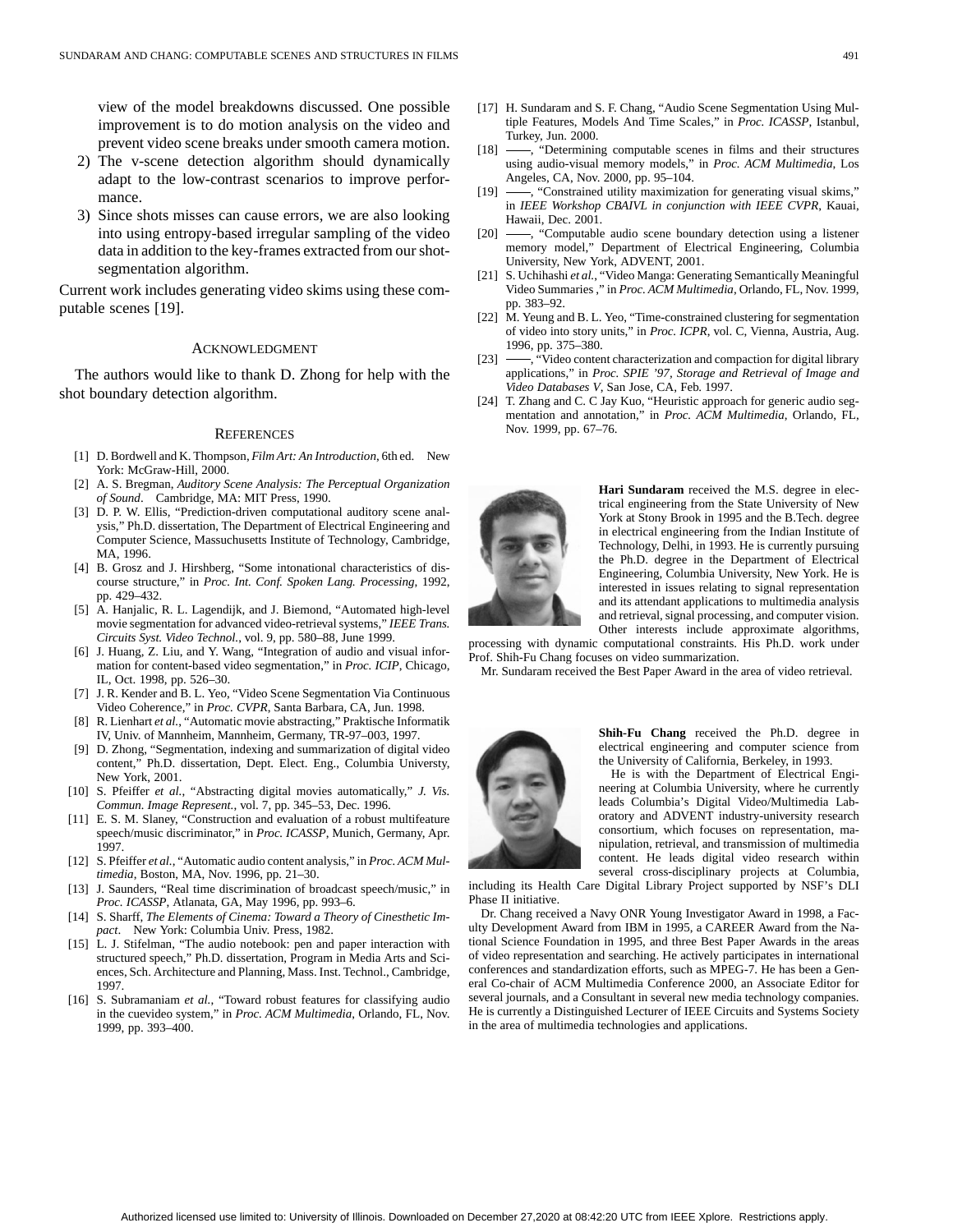view of the model breakdowns discussed. One possible improvement is to do motion analysis on the video and prevent video scene breaks under smooth camera motion.

2) The v-scene detection algorithm should dynamically adapt to the low-contrast scenarios to improve performance.
3) Since shots misses can cause errors, we are also looking into using entropy-based irregular sampling of the video data in addition to the key-frames extracted from our shot-segmentation algorithm.

Current work includes generating video skims using these computable scenes [19].

## Acknowledgment

The authors would like to thank D. Zhong for help with the shot boundary detection algorithm.

## References

[1] D. Bordwell and K. Thompson, *Film Art: An Introduction*, 6th ed. New York: McGraw-Hill, 2000.

[2] A. S. Bregman, *Auditory Scene Analysis: The Perceptual Organization of Sound*. Cambridge, MA: MIT Press, 1990.

[3] D. P. W. Ellis, "Prediction-driven computational auditory scene analysis," Ph.D. dissertation, The Department of Electrical Engineering and Computer Science, Massuchusetts Institute of Technology, Cambridge, MA, 1996.

[4] B. Grosz and J. Hirshberg, "Some intonational characteristics of discourse structure," in *Proc. Int. Conf. Spoken Lang. Processing*, 1992, pp. 429–432.

[5] A. Hanjalic, R. L. Lagendijk, and J. Biemond, "Automated high-level movie segmentation for advanced video-retrieval systems," *IEEE Trans. Circuits Syst. Video Technol.*, vol. 9, pp. 580–88, June 1999.

[6] J. Huang, Z. Liu, and Y. Wang, "Integration of audio and visual information for content-based video segmentation," in *Proc. ICIP*, Chicago, IL, Oct. 1998, pp. 526–30.

[7] J. R. Kender and B. L. Yeo, "Video Scene Segmentation Via Continuous Video Coherence," in *Proc. CVPR*, Santa Barbara, CA, Jun. 1998.

[8] R. Lienhart *et al.*, "Automatic movie abstracting," Praktische Informatik IV, Univ. of Mannheim, Mannheim, Germany, TR-97–003, 1997.

[9] D. Zhong, "Segmentation, indexing and summarization of digital video content," Ph.D. dissertation, Dept. Elect. Eng., Columbia Universty, New York, 2001.

[10] S. Pfeiffer *et al.*, "Abstracting digital movies automatically," *J. Vis. Commun. Image Represent.*, vol. 7, pp. 345–53, Dec. 1996.

[11] E. S. M. Slaney, "Construction and evaluation of a robust multifeature speech/music discriminator," in *Proc. ICASSP*, Munich, Germany, Apr. 1997.

[12] S. Pfeiffer *et al.*, "Automatic audio content analysis," in *Proc. ACM Multimedia*, Boston, MA, Nov. 1996, pp. 21–30.

[13] J. Saunders, "Real time discrimination of broadcast speech/music," in *Proc. ICASSP*, Atlanata, GA, May 1996, pp. 993–6.

[14] S. Sharff, *The Elements of Cinema: Toward a Theory of Cinesthetic Impact*. New York: Columbia Univ. Press, 1982.

[15] L. J. Stifelman, "The audio notebook: pen and paper interaction with structured speech," Ph.D. dissertation, Program in Media Arts and Sciences, Sch. Architecture and Planning, Mass. Inst. Technol., Cambridge, 1997.

[16] S. Subramaniam *et al.*, "Toward robust features for classifying audio in the cuevideo system," in *Proc. ACM Multimedia*, Orlando, FL, Nov. 1999, pp. 393–400.

[17] H. Sundaram and S. F. Chang, "Audio Scene Segmentation Using Multiple Features, Models And Time Scales," in *Proc. ICASSP*, Istanbul, Turkey, Jun. 2000.

[18] ——, "Determining computable scenes in films and their structures using audio-visual memory models," in *Proc. ACM Multimedia*, Los Angeles, CA, Nov. 2000, pp. 95–104.

[19] ——, "Constrained utility maximization for generating visual skims," in *IEEE Workshop CBAIVL in conjunction with IEEE CVPR*, Kauai, Hawaii, Dec. 2001.

[20] ——, "Computable audio scene boundary detection using a listener memory model," Department of Electrical Engineering, Columbia University, New York, ADVENT, 2001.

[21] S. Uchihashi *et al.*, "Video Manga: Generating Semantically Meaningful Video Summaries ," in *Proc. ACM Multimedia*, Orlando, FL, Nov. 1999, pp. 383–92.

[22] M. Yeung and B. L. Yeo, "Time-constrained clustering for segmentation of video into story units," in *Proc. ICPR*, vol. C, Vienna, Austria, Aug. 1996, pp. 375–380.

[23] ——, "Video content characterization and compaction for digital library applications," in *Proc. SPIE '97, Storage and Retrieval of Image and Video Databases V*, San Jose, CA, Feb. 1997.

[24] T. Zhang and C. C Jay Kuo, "Heuristic approach for generic audio segmentation and annotation," in *Proc. ACM Multimedia*, Orlando, FL, Nov. 1999, pp. 67–76.

**Hari Sundaram** received the M.S. degree in electrical engineering from the State University of New York at Stony Brook in 1995 and the B.Tech. degree in electrical engineering from the Indian Institute of Technology, Delhi, in 1993. He is currently pursuing the Ph.D. degree in the Department of Electrical Engineering, Columbia University, New York. He is interested in issues relating to signal representation and its attendant applications to multimedia analysis and retrieval, signal processing, and computer vision. Other interests include approximate algorithms, processing with dynamic computational constraints. His Ph.D. work under Prof. Shih-Fu Chang focuses on video summarization.

Mr. Sundaram received the Best Paper Award in the area of video retrieval.

**Shih-Fu Chang** received the Ph.D. degree in electrical engineering and computer science from the University of California, Berkeley, in 1993.

He is with the Department of Electrical Engineering at Columbia University, where he currently leads Columbia's Digital Video/Multimedia Laboratory and ADVENT industry-university research consortium, which focuses on representation, manipulation, retrieval, and transmission of multimedia content. He leads digital video research within several cross-disciplinary projects at Columbia, including its Health Care Digital Library Project supported by NSF's DLI Phase II initiative.

Dr. Chang received a Navy ONR Young Investigator Award in 1998, a Faculty Development Award from IBM in 1995, a CAREER Award from the National Science Foundation in 1995, and three Best Paper Awards in the areas of video representation and searching. He actively participates in international conferences and standardization efforts, such as MPEG-7. He has been a General Co-chair of ACM Multimedia Conference 2000, an Associate Editor for several journals, and a Consultant in several new media technology companies. He is currently a Distinguished Lecturer of IEEE Circuits and Systems Society in the area of multimedia technologies and applications.